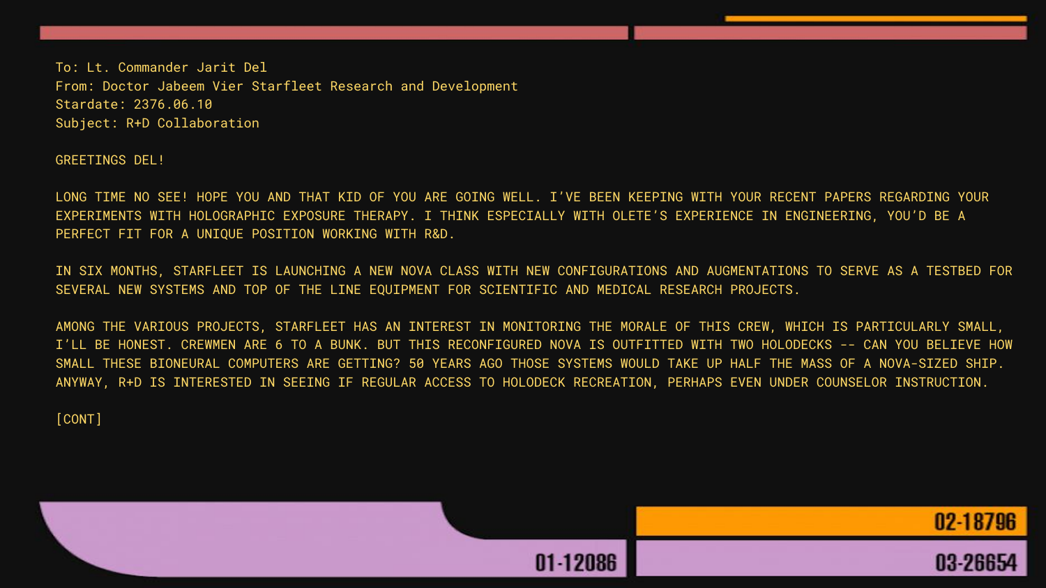To: Lt. Commander Jarit Del
From: Doctor Jabeem Vier Starfleet Research and Development
Stardate: 2376.06.10
Subject: R+D Collaboration

GREETINGS DEL!

LONG TIME NO SEE! HOPE YOU AND THAT KID OF YOU ARE GOING WELL. I'VE BEEN KEEPING WITH YOUR RECENT PAPERS REGARDING YOUR EXPERIMENTS WITH HOLOGRAPHIC EXPOSURE THERAPY. I THINK ESPECIALLY WITH OLETE'S EXPERIENCE IN ENGINEERING, YOU'D BE A PERFECT FIT FOR A UNIQUE POSITION WORKING WITH R&D.

IN SIX MONTHS, STARFLEET IS LAUNCHING A NEW NOVA CLASS WITH NEW CONFIGURATIONS AND AUGMENTATIONS TO SERVE AS A TESTBED FOR SEVERAL NEW SYSTEMS AND TOP OF THE LINE EQUIPMENT FOR SCIENTIFIC AND MEDICAL RESEARCH PROJECTS.

AMONG THE VARIOUS PROJECTS, STARFLEET HAS AN INTEREST IN MONITORING THE MORALE OF THIS CREW, WHICH IS PARTICULARLY SMALL, I'LL BE HONEST. CREWMEN ARE 6 TO A BUNK. BUT THIS RECONFIGURED NOVA IS OUTFITTED WITH TWO HOLODECKS -- CAN YOU BELIEVE HOW SMALL THESE BIONEURAL COMPUTERS ARE GETTING? 50 YEARS AGO THOSE SYSTEMS WOULD TAKE UP HALF THE MASS OF A NOVA-SIZED SHIP. ANYWAY, R+D IS INTERESTED IN SEEING IF REGULAR ACCESS TO HOLODECK RECREATION, PERHAPS EVEN UNDER COUNSELOR INSTRUCTION.

[CONT]

01-12086

02-18796

03-26654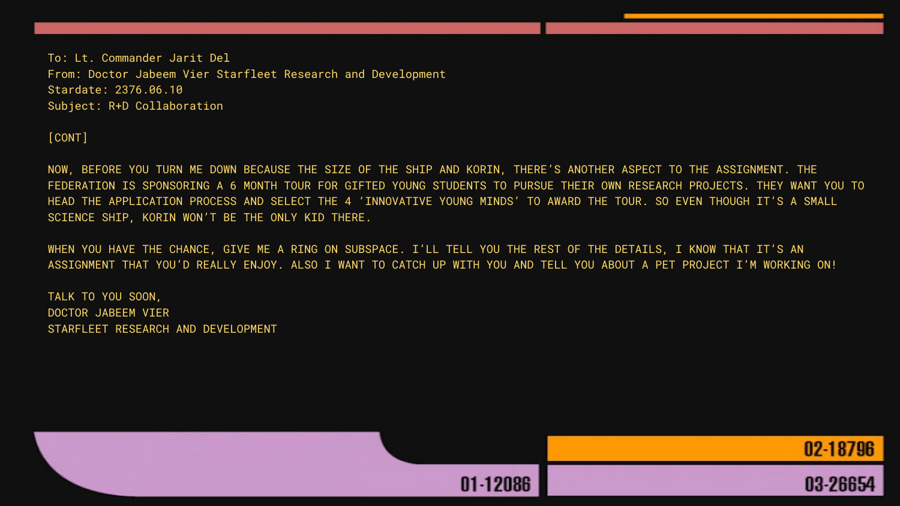To: Lt. Commander Jarit Del
From: Doctor Jabeem Vier Starfleet Research and Development
Stardate: 2376.06.10
Subject: R+D Collaboration

[CONT]

NOW, BEFORE YOU TURN ME DOWN BECAUSE THE SIZE OF THE SHIP AND KORIN, THERE'S ANOTHER ASPECT TO THE ASSIGNMENT. THE FEDERATION IS SPONSORING A 6 MONTH TOUR FOR GIFTED YOUNG STUDENTS TO PURSUE THEIR OWN RESEARCH PROJECTS. THEY WANT YOU TO HEAD THE APPLICATION PROCESS AND SELECT THE 4 'INNOVATIVE YOUNG MINDS' TO AWARD THE TOUR. SO EVEN THOUGH IT'S A SMALL SCIENCE SHIP, KORIN WON'T BE THE ONLY KID THERE.

WHEN YOU HAVE THE CHANCE, GIVE ME A RING ON SUBSPACE. I'LL TELL YOU THE REST OF THE DETAILS, I KNOW THAT IT'S AN ASSIGNMENT THAT YOU'D REALLY ENJOY. ALSO I WANT TO CATCH UP WITH YOU AND TELL YOU ABOUT A PET PROJECT I'M WORKING ON!

TALK TO YOU SOON,
DOCTOR JABEEM VIER
STARFLEET RESEARCH AND DEVELOPMENT

01-12086

02-18796

03-26654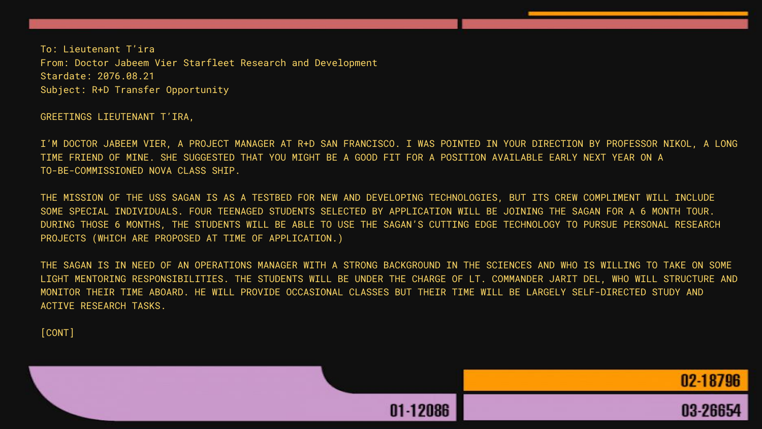To: Lieutenant T'ira
From: Doctor Jabeem Vier Starfleet Research and Development
Stardate: 2076.08.21
Subject: R+D Transfer Opportunity

GREETINGS LIEUTENANT T'IRA,

I'M DOCTOR JABEEM VIER, A PROJECT MANAGER AT R+D SAN FRANCISCO. I WAS POINTED IN YOUR DIRECTION BY PROFESSOR NIKOL, A LONG TIME FRIEND OF MINE. SHE SUGGESTED THAT YOU MIGHT BE A GOOD FIT FOR A POSITION AVAILABLE EARLY NEXT YEAR ON A TO-BE-COMMISSIONED NOVA CLASS SHIP.

THE MISSION OF THE USS SAGAN IS AS A TESTBED FOR NEW AND DEVELOPING TECHNOLOGIES, BUT ITS CREW COMPLIMENT WILL INCLUDE SOME SPECIAL INDIVIDUALS. FOUR TEENAGED STUDENTS SELECTED BY APPLICATION WILL BE JOINING THE SAGAN FOR A 6 MONTH TOUR. DURING THOSE 6 MONTHS, THE STUDENTS WILL BE ABLE TO USE THE SAGAN'S CUTTING EDGE TECHNOLOGY TO PURSUE PERSONAL RESEARCH PROJECTS (WHICH ARE PROPOSED AT TIME OF APPLICATION.)

THE SAGAN IS IN NEED OF AN OPERATIONS MANAGER WITH A STRONG BACKGROUND IN THE SCIENCES AND WHO IS WILLING TO TAKE ON SOME LIGHT MENTORING RESPONSIBILITIES. THE STUDENTS WILL BE UNDER THE CHARGE OF LT. COMMANDER JARIT DEL, WHO WILL STRUCTURE AND MONITOR THEIR TIME ABOARD. HE WILL PROVIDE OCCASIONAL CLASSES BUT THEIR TIME WILL BE LARGELY SELF-DIRECTED STUDY AND ACTIVE RESEARCH TASKS.

[CONT]

01-12086

02-18796

03-26654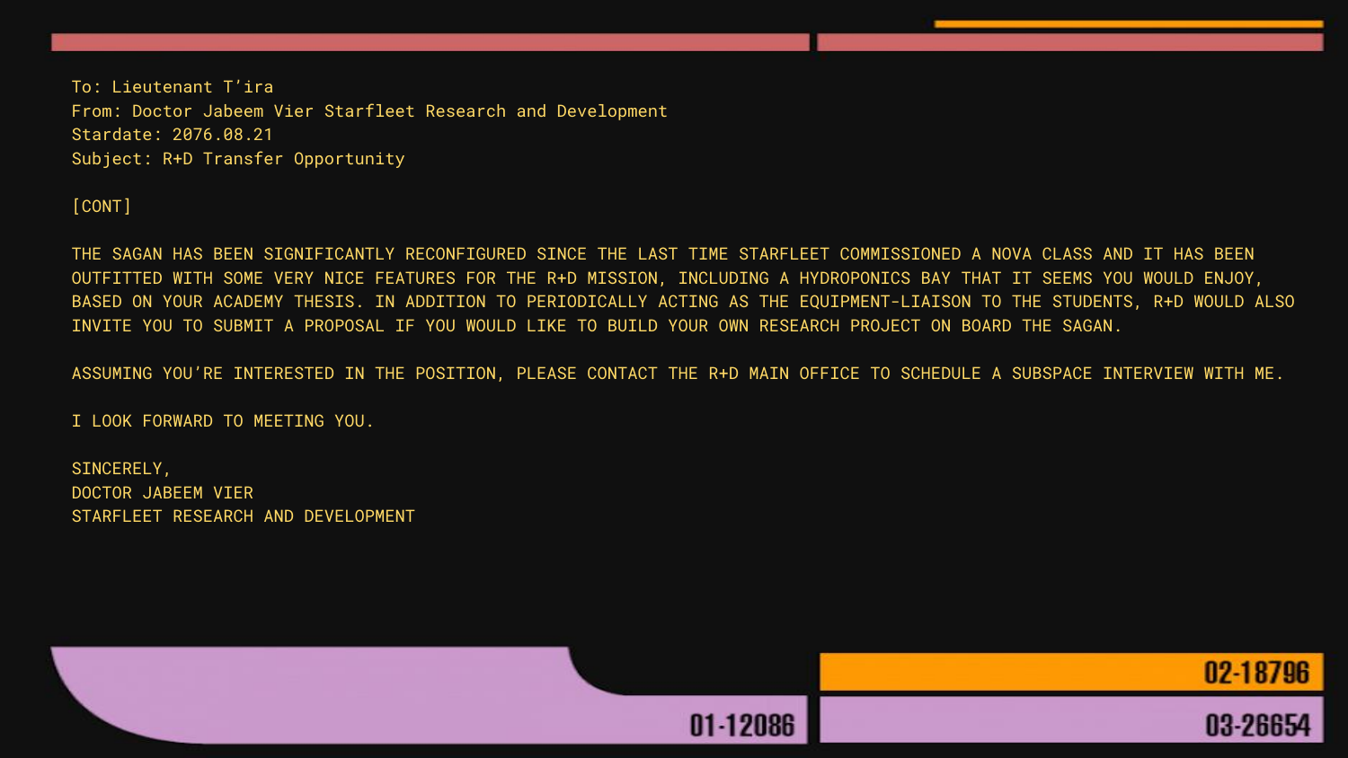To: Lieutenant T'ira
From: Doctor Jabeem Vier Starfleet Research and Development
Stardate: 2076.08.21
Subject: R+D Transfer Opportunity

[CONT]

THE SAGAN HAS BEEN SIGNIFICANTLY RECONFIGURED SINCE THE LAST TIME STARFLEET COMMISSIONED A NOVA CLASS AND IT HAS BEEN OUTFITTED WITH SOME VERY NICE FEATURES FOR THE R+D MISSION, INCLUDING A HYDROPONICS BAY THAT IT SEEMS YOU WOULD ENJOY, BASED ON YOUR ACADEMY THESIS. IN ADDITION TO PERIODICALLY ACTING AS THE EQUIPMENT-LIAISON TO THE STUDENTS, R+D WOULD ALSO INVITE YOU TO SUBMIT A PROPOSAL IF YOU WOULD LIKE TO BUILD YOUR OWN RESEARCH PROJECT ON BOARD THE SAGAN.

ASSUMING YOU'RE INTERESTED IN THE POSITION, PLEASE CONTACT THE R+D MAIN OFFICE TO SCHEDULE A SUBSPACE INTERVIEW WITH ME.

I LOOK FORWARD TO MEETING YOU.

SINCERELY,
DOCTOR JABEEM VIER
STARFLEET RESEARCH AND DEVELOPMENT

02-18796

01-12086

03-26654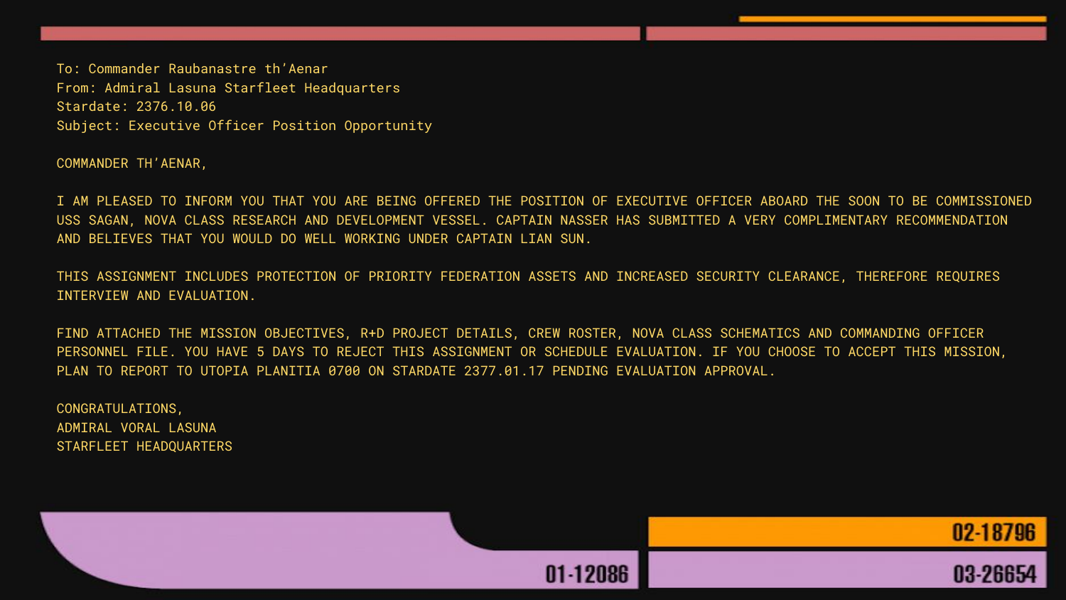To: Commander Raubanastre th'Aenar
From: Admiral Lasuna Starfleet Headquarters
Stardate: 2376.10.06
Subject: Executive Officer Position Opportunity

COMMANDER TH'AENAR,

I AM PLEASED TO INFORM YOU THAT YOU ARE BEING OFFERED THE POSITION OF EXECUTIVE OFFICER ABOARD THE SOON TO BE COMMISSIONED USS SAGAN, NOVA CLASS RESEARCH AND DEVELOPMENT VESSEL. CAPTAIN NASSER HAS SUBMITTED A VERY COMPLIMENTARY RECOMMENDATION AND BELIEVES THAT YOU WOULD DO WELL WORKING UNDER CAPTAIN LIAN SUN.

THIS ASSIGNMENT INCLUDES PROTECTION OF PRIORITY FEDERATION ASSETS AND INCREASED SECURITY CLEARANCE, THEREFORE REQUIRES INTERVIEW AND EVALUATION.

FIND ATTACHED THE MISSION OBJECTIVES, R+D PROJECT DETAILS, CREW ROSTER, NOVA CLASS SCHEMATICS AND COMMANDING OFFICER PERSONNEL FILE. YOU HAVE 5 DAYS TO REJECT THIS ASSIGNMENT OR SCHEDULE EVALUATION. IF YOU CHOOSE TO ACCEPT THIS MISSION, PLAN TO REPORT TO UTOPIA PLANITIA 0700 ON STARDATE 2377.01.17 PENDING EVALUATION APPROVAL.

CONGRATULATIONS,
ADMIRAL VORAL LASUNA
STARFLEET HEADQUARTERS

02-18796

01-12086

03-26654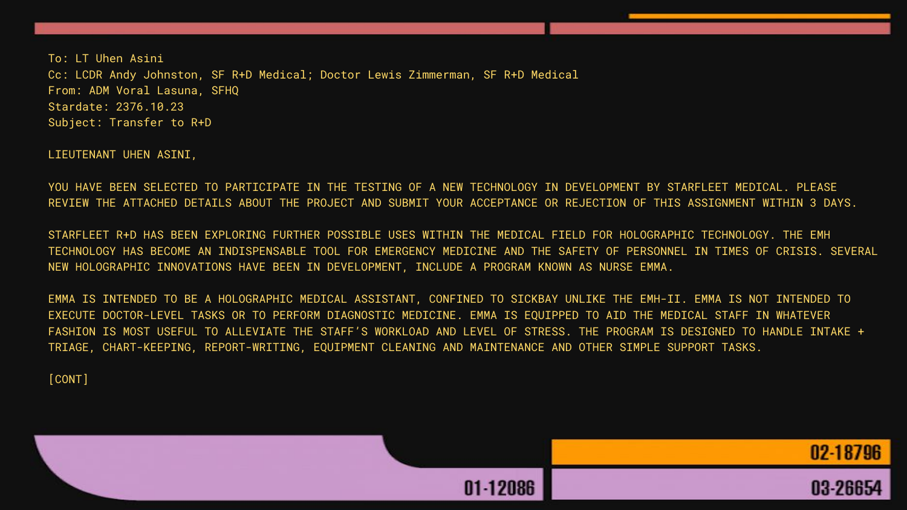To: LT Uhen Asini
Cc: LCDR Andy Johnston, SF R+D Medical; Doctor Lewis Zimmerman, SF R+D Medical
From: ADM Voral Lasuna, SFHQ
Stardate: 2376.10.23
Subject: Transfer to R+D

LIEUTENANT UHEN ASINI,

YOU HAVE BEEN SELECTED TO PARTICIPATE IN THE TESTING OF A NEW TECHNOLOGY IN DEVELOPMENT BY STARFLEET MEDICAL. PLEASE REVIEW THE ATTACHED DETAILS ABOUT THE PROJECT AND SUBMIT YOUR ACCEPTANCE OR REJECTION OF THIS ASSIGNMENT WITHIN 3 DAYS.

STARFLEET R+D HAS BEEN EXPLORING FURTHER POSSIBLE USES WITHIN THE MEDICAL FIELD FOR HOLOGRAPHIC TECHNOLOGY. THE EMH TECHNOLOGY HAS BECOME AN INDISPENSABLE TOOL FOR EMERGENCY MEDICINE AND THE SAFETY OF PERSONNEL IN TIMES OF CRISIS. SEVERAL NEW HOLOGRAPHIC INNOVATIONS HAVE BEEN IN DEVELOPMENT, INCLUDE A PROGRAM KNOWN AS NURSE EMMA.

EMMA IS INTENDED TO BE A HOLOGRAPHIC MEDICAL ASSISTANT, CONFINED TO SICKBAY UNLIKE THE EMH-II. EMMA IS NOT INTENDED TO EXECUTE DOCTOR-LEVEL TASKS OR TO PERFORM DIAGNOSTIC MEDICINE. EMMA IS EQUIPPED TO AID THE MEDICAL STAFF IN WHATEVER FASHION IS MOST USEFUL TO ALLEVIATE THE STAFF'S WORKLOAD AND LEVEL OF STRESS. THE PROGRAM IS DESIGNED TO HANDLE INTAKE + TRIAGE, CHART-KEEPING, REPORT-WRITING, EQUIPMENT CLEANING AND MAINTENANCE AND OTHER SIMPLE SUPPORT TASKS.

[CONT]

01-12086

02-18796

03-26654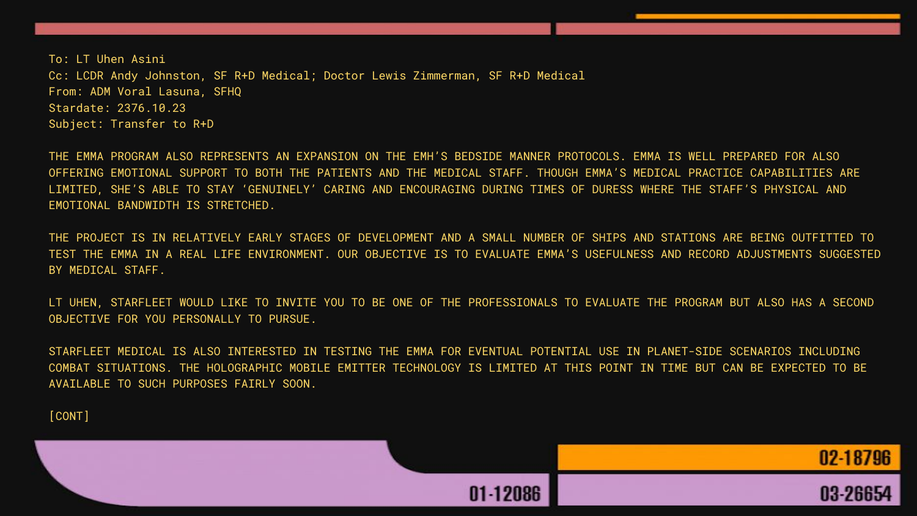To: LT Uhen Asini
Cc: LCDR Andy Johnston, SF R+D Medical; Doctor Lewis Zimmerman, SF R+D Medical
From: ADM Voral Lasuna, SFHQ
Stardate: 2376.10.23
Subject: Transfer to R+D

THE EMMA PROGRAM ALSO REPRESENTS AN EXPANSION ON THE EMH'S BEDSIDE MANNER PROTOCOLS. EMMA IS WELL PREPARED FOR ALSO OFFERING EMOTIONAL SUPPORT TO BOTH THE PATIENTS AND THE MEDICAL STAFF. THOUGH EMMA'S MEDICAL PRACTICE CAPABILITIES ARE LIMITED, SHE'S ABLE TO STAY 'GENUINELY' CARING AND ENCOURAGING DURING TIMES OF DURESS WHERE THE STAFF'S PHYSICAL AND EMOTIONAL BANDWIDTH IS STRETCHED.

THE PROJECT IS IN RELATIVELY EARLY STAGES OF DEVELOPMENT AND A SMALL NUMBER OF SHIPS AND STATIONS ARE BEING OUTFITTED TO TEST THE EMMA IN A REAL LIFE ENVIRONMENT. OUR OBJECTIVE IS TO EVALUATE EMMA'S USEFULNESS AND RECORD ADJUSTMENTS SUGGESTED BY MEDICAL STAFF.

LT UHEN, STARFLEET WOULD LIKE TO INVITE YOU TO BE ONE OF THE PROFESSIONALS TO EVALUATE THE PROGRAM BUT ALSO HAS A SECOND OBJECTIVE FOR YOU PERSONALLY TO PURSUE.

STARFLEET MEDICAL IS ALSO INTERESTED IN TESTING THE EMMA FOR EVENTUAL POTENTIAL USE IN PLANET-SIDE SCENARIOS INCLUDING COMBAT SITUATIONS. THE HOLOGRAPHIC MOBILE EMITTER TECHNOLOGY IS LIMITED AT THIS POINT IN TIME BUT CAN BE EXPECTED TO BE AVAILABLE TO SUCH PURPOSES FAIRLY SOON.

[CONT]

01-12086

02-18796

03-26654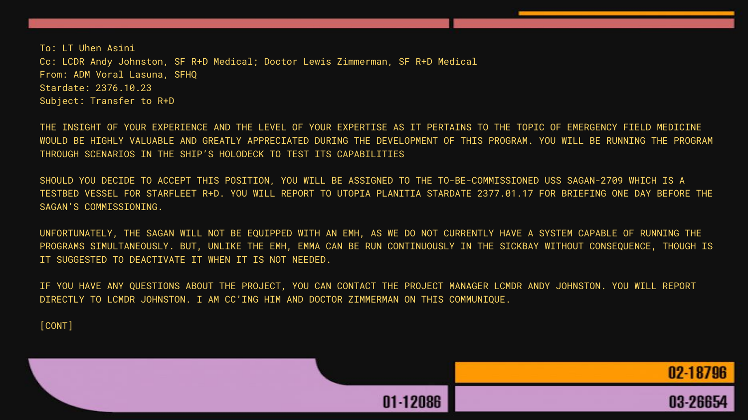To: LT Uhen Asini
Cc: LCDR Andy Johnston, SF R+D Medical; Doctor Lewis Zimmerman, SF R+D Medical
From: ADM Voral Lasuna, SFHQ
Stardate: 2376.10.23
Subject: Transfer to R+D

THE INSIGHT OF YOUR EXPERIENCE AND THE LEVEL OF YOUR EXPERTISE AS IT PERTAINS TO THE TOPIC OF EMERGENCY FIELD MEDICINE WOULD BE HIGHLY VALUABLE AND GREATLY APPRECIATED DURING THE DEVELOPMENT OF THIS PROGRAM. YOU WILL BE RUNNING THE PROGRAM THROUGH SCENARIOS IN THE SHIP'S HOLODECK TO TEST ITS CAPABILITIES

SHOULD YOU DECIDE TO ACCEPT THIS POSITION, YOU WILL BE ASSIGNED TO THE TO-BE-COMMISSIONED USS SAGAN-2709 WHICH IS A TESTBED VESSEL FOR STARFLEET R+D. YOU WILL REPORT TO UTOPIA PLANITIA STARDATE 2377.01.17 FOR BRIEFING ONE DAY BEFORE THE SAGAN'S COMMISSIONING.

UNFORTUNATELY, THE SAGAN WILL NOT BE EQUIPPED WITH AN EMH, AS WE DO NOT CURRENTLY HAVE A SYSTEM CAPABLE OF RUNNING THE PROGRAMS SIMULTANEOUSLY. BUT, UNLIKE THE EMH, EMMA CAN BE RUN CONTINUOUSLY IN THE SICKBAY WITHOUT CONSEQUENCE, THOUGH IS IT SUGGESTED TO DEACTIVATE IT WHEN IT IS NOT NEEDED.

IF YOU HAVE ANY QUESTIONS ABOUT THE PROJECT, YOU CAN CONTACT THE PROJECT MANAGER LCMDR ANDY JOHNSTON. YOU WILL REPORT DIRECTLY TO LCMDR JOHNSTON. I AM CC'ING HIM AND DOCTOR ZIMMERMAN ON THIS COMMUNIQUE.

[CONT]

01-12086

02-18796

03-26654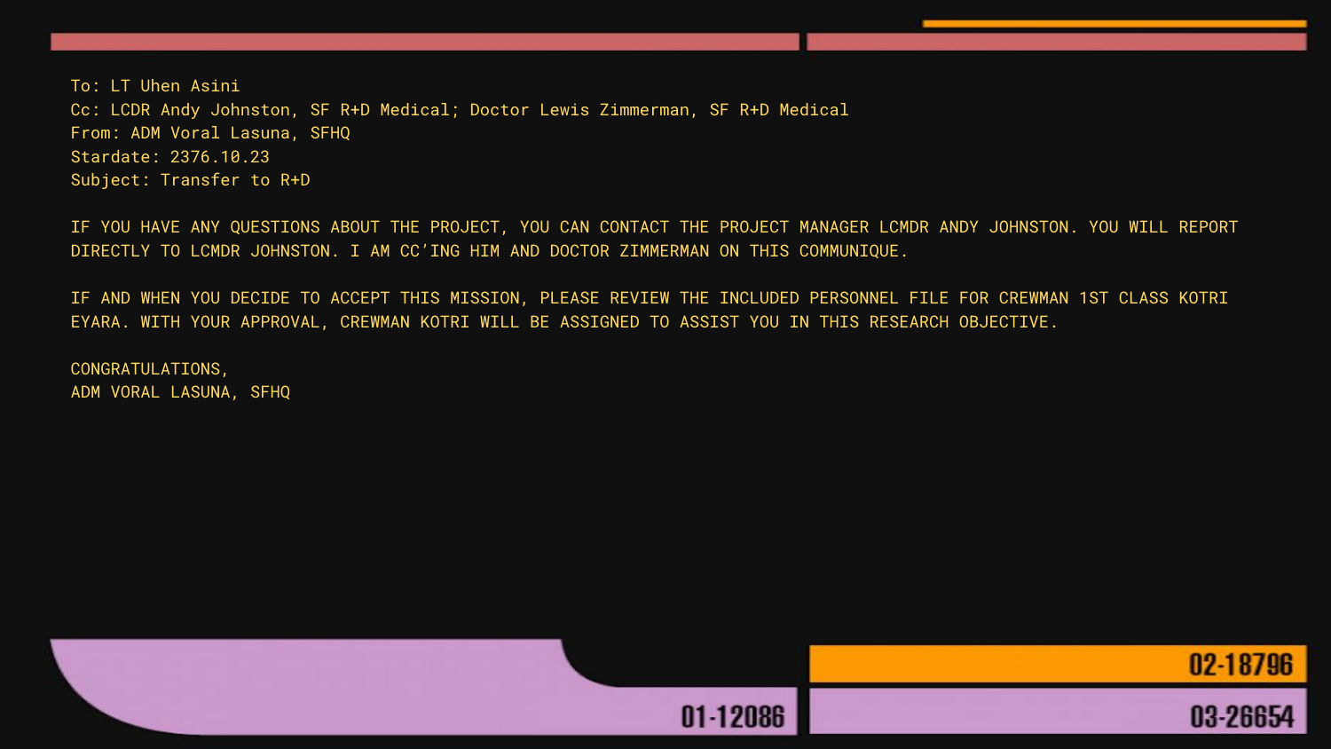To: LT Uhen Asini
Cc: LCDR Andy Johnston, SF R+D Medical; Doctor Lewis Zimmerman, SF R+D Medical
From: ADM Voral Lasuna, SFHQ
Stardate: 2376.10.23
Subject: Transfer to R+D

IF YOU HAVE ANY QUESTIONS ABOUT THE PROJECT, YOU CAN CONTACT THE PROJECT MANAGER LCMDR ANDY JOHNSTON. YOU WILL REPORT DIRECTLY TO LCMDR JOHNSTON. I AM CC'ING HIM AND DOCTOR ZIMMERMAN ON THIS COMMUNIQUE.

IF AND WHEN YOU DECIDE TO ACCEPT THIS MISSION, PLEASE REVIEW THE INCLUDED PERSONNEL FILE FOR CREWMAN 1ST CLASS KOTRI EYARA. WITH YOUR APPROVAL, CREWMAN KOTRI WILL BE ASSIGNED TO ASSIST YOU IN THIS RESEARCH OBJECTIVE.

CONGRATULATIONS,
ADM VORAL LASUNA, SFHQ

02-18796

01-12086

03-26654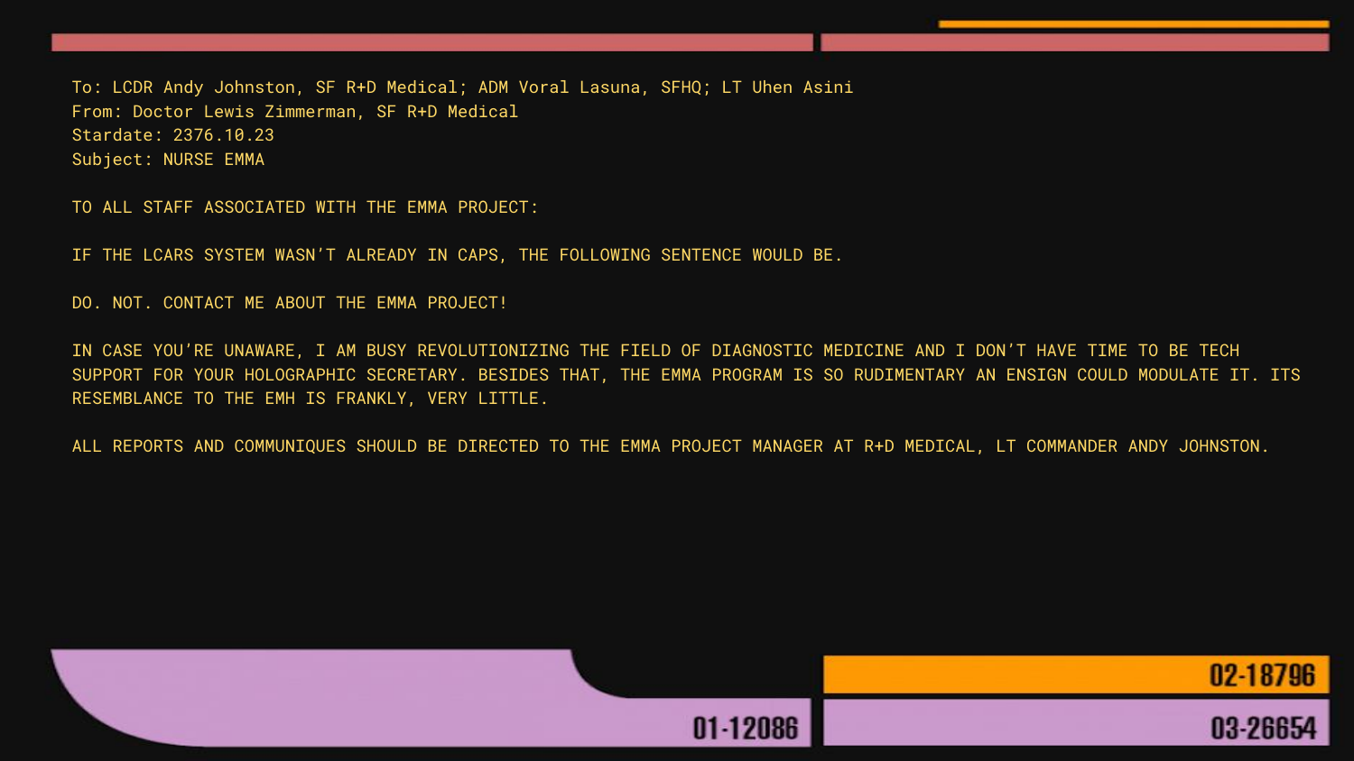To: LCDR Andy Johnston, SF R+D Medical; ADM Voral Lasuna, SFHQ; LT Uhen Asini
From: Doctor Lewis Zimmerman, SF R+D Medical
Stardate: 2376.10.23
Subject: NURSE EMMA

TO ALL STAFF ASSOCIATED WITH THE EMMA PROJECT:

IF THE LCARS SYSTEM WASN'T ALREADY IN CAPS, THE FOLLOWING SENTENCE WOULD BE.

DO. NOT. CONTACT ME ABOUT THE EMMA PROJECT!

IN CASE YOU'RE UNAWARE, I AM BUSY REVOLUTIONIZING THE FIELD OF DIAGNOSTIC MEDICINE AND I DON'T HAVE TIME TO BE TECH SUPPORT FOR YOUR HOLOGRAPHIC SECRETARY. BESIDES THAT, THE EMMA PROGRAM IS SO RUDIMENTARY AN ENSIGN COULD MODULATE IT. ITS RESEMBLANCE TO THE EMH IS FRANKLY, VERY LITTLE.

ALL REPORTS AND COMMUNIQUES SHOULD BE DIRECTED TO THE EMMA PROJECT MANAGER AT R+D MEDICAL, LT COMMANDER ANDY JOHNSTON.

01-12086

02-18796

03-26654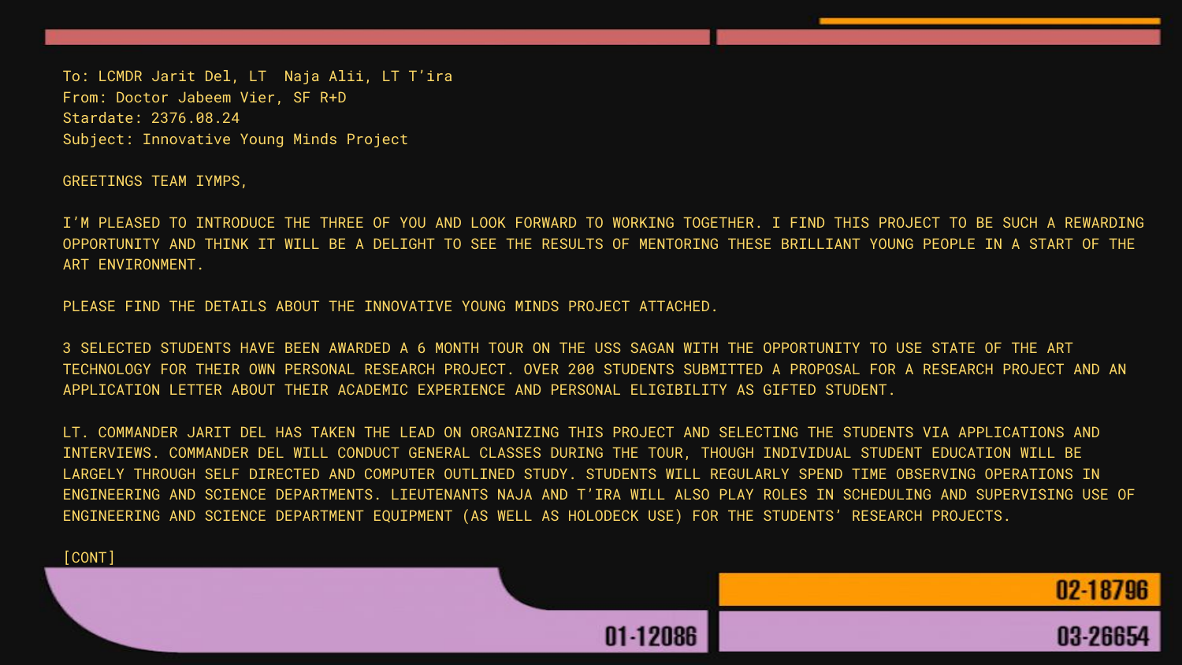To: LCMDR Jarit Del, LT  Naja Alii, LT T'ira
From: Doctor Jabeem Vier, SF R+D
Stardate: 2376.08.24
Subject: Innovative Young Minds Project

GREETINGS TEAM IYMPS,

I'M PLEASED TO INTRODUCE THE THREE OF YOU AND LOOK FORWARD TO WORKING TOGETHER. I FIND THIS PROJECT TO BE SUCH A REWARDING OPPORTUNITY AND THINK IT WILL BE A DELIGHT TO SEE THE RESULTS OF MENTORING THESE BRILLIANT YOUNG PEOPLE IN A START OF THE ART ENVIRONMENT.

PLEASE FIND THE DETAILS ABOUT THE INNOVATIVE YOUNG MINDS PROJECT ATTACHED.

3 SELECTED STUDENTS HAVE BEEN AWARDED A 6 MONTH TOUR ON THE USS SAGAN WITH THE OPPORTUNITY TO USE STATE OF THE ART TECHNOLOGY FOR THEIR OWN PERSONAL RESEARCH PROJECT. OVER 200 STUDENTS SUBMITTED A PROPOSAL FOR A RESEARCH PROJECT AND AN APPLICATION LETTER ABOUT THEIR ACADEMIC EXPERIENCE AND PERSONAL ELIGIBILITY AS GIFTED STUDENT.

LT. COMMANDER JARIT DEL HAS TAKEN THE LEAD ON ORGANIZING THIS PROJECT AND SELECTING THE STUDENTS VIA APPLICATIONS AND INTERVIEWS. COMMANDER DEL WILL CONDUCT GENERAL CLASSES DURING THE TOUR, THOUGH INDIVIDUAL STUDENT EDUCATION WILL BE LARGELY THROUGH SELF DIRECTED AND COMPUTER OUTLINED STUDY. STUDENTS WILL REGULARLY SPEND TIME OBSERVING OPERATIONS IN ENGINEERING AND SCIENCE DEPARTMENTS. LIEUTENANTS NAJA AND T'IRA WILL ALSO PLAY ROLES IN SCHEDULING AND SUPERVISING USE OF ENGINEERING AND SCIENCE DEPARTMENT EQUIPMENT (AS WELL AS HOLODECK USE) FOR THE STUDENTS' RESEARCH PROJECTS.

[CONT]

01-12086

02-18796

03-26654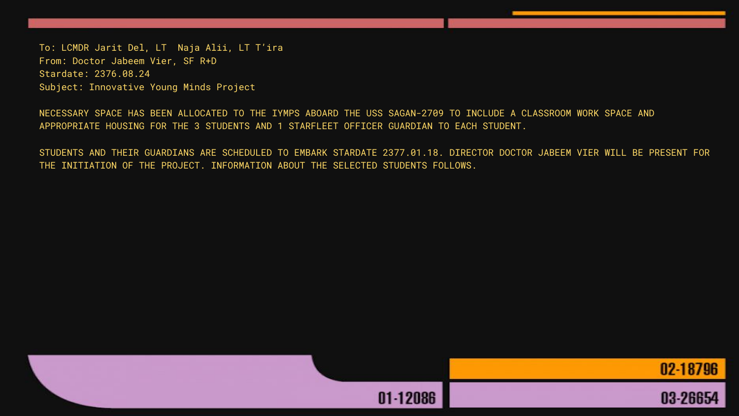To: LCMDR Jarit Del, LT  Naja Alii, LT T'ira
From: Doctor Jabeem Vier, SF R+D
Stardate: 2376.08.24
Subject: Innovative Young Minds Project

NECESSARY SPACE HAS BEEN ALLOCATED TO THE IYMPS ABOARD THE USS SAGAN-2709 TO INCLUDE A CLASSROOM WORK SPACE AND APPROPRIATE HOUSING FOR THE 3 STUDENTS AND 1 STARFLEET OFFICER GUARDIAN TO EACH STUDENT.

STUDENTS AND THEIR GUARDIANS ARE SCHEDULED TO EMBARK STARDATE 2377.01.18. DIRECTOR DOCTOR JABEEM VIER WILL BE PRESENT FOR THE INITIATION OF THE PROJECT. INFORMATION ABOUT THE SELECTED STUDENTS FOLLOWS.

02-18796

01-12086

03-26654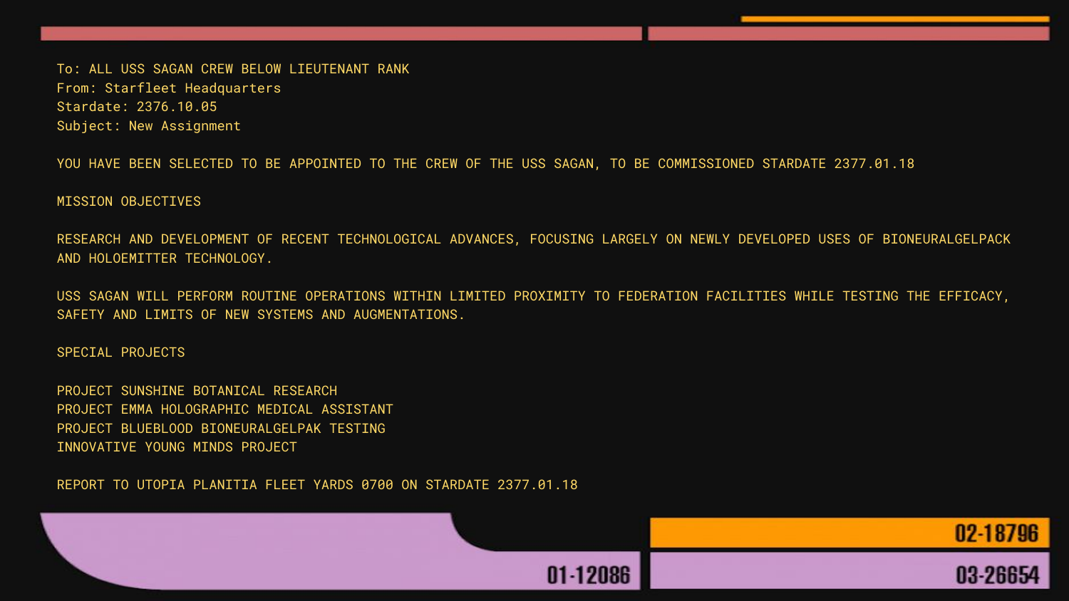To: ALL USS SAGAN CREW BELOW LIEUTENANT RANK
From: Starfleet Headquarters
Stardate: 2376.10.05
Subject: New Assignment

YOU HAVE BEEN SELECTED TO BE APPOINTED TO THE CREW OF THE USS SAGAN, TO BE COMMISSIONED STARDATE 2377.01.18

## MISSION OBJECTIVES

RESEARCH AND DEVELOPMENT OF RECENT TECHNOLOGICAL ADVANCES, FOCUSING LARGELY ON NEWLY DEVELOPED USES OF BIONEURALGELPACK AND HOLOEMITTER TECHNOLOGY.

USS SAGAN WILL PERFORM ROUTINE OPERATIONS WITHIN LIMITED PROXIMITY TO FEDERATION FACILITIES WHILE TESTING THE EFFICACY, SAFETY AND LIMITS OF NEW SYSTEMS AND AUGMENTATIONS.

## SPECIAL PROJECTS

PROJECT SUNSHINE BOTANICAL RESEARCH
PROJECT EMMA HOLOGRAPHIC MEDICAL ASSISTANT
PROJECT BLUEBLOOD BIONEURALGELPAK TESTING
INNOVATIVE YOUNG MINDS PROJECT

REPORT TO UTOPIA PLANITIA FLEET YARDS 0700 ON STARDATE 2377.01.18

02-18796

01-12086

03-26654